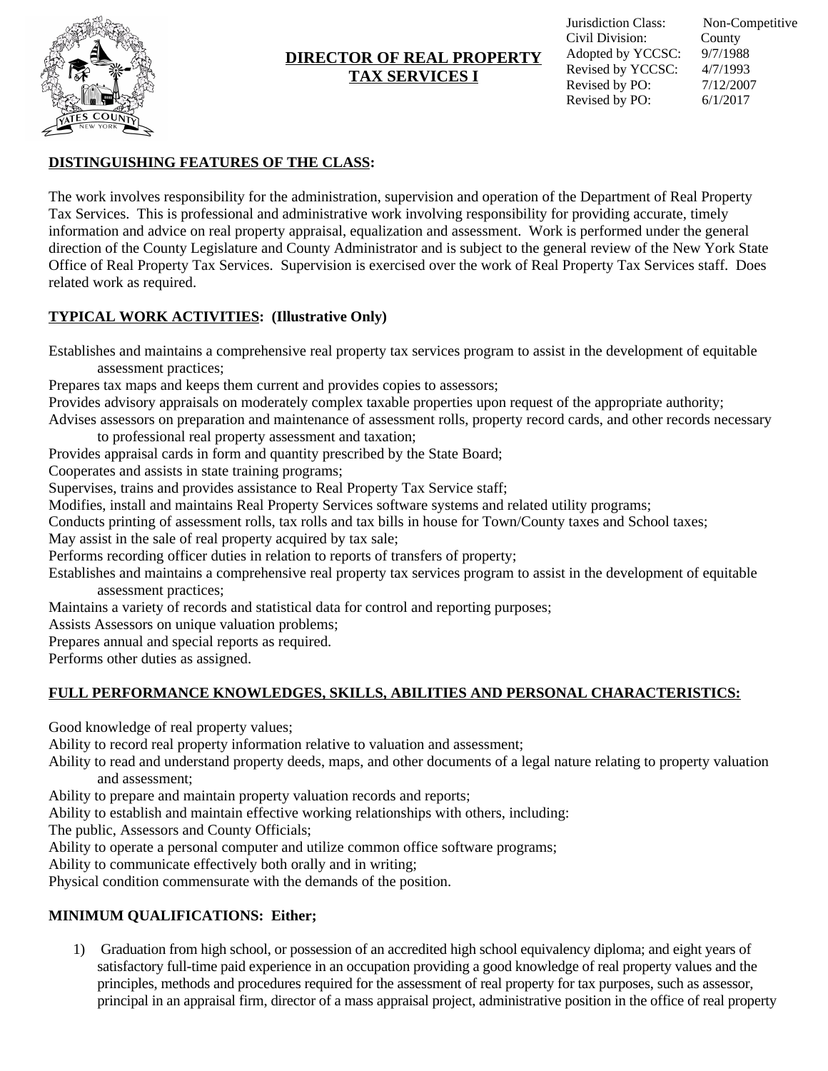# DIRECTOR OF REAL PROPERTY TAX SERVICES I

| | |
|---|---|
| Jurisdiction Class: | Non-Competitive |
| Civil Division: | County |
| Adopted by YCCSC: | 9/7/1988 |
| Revised by YCCSC: | 4/7/1993 |
| Revised by PO: | 7/12/2007 |
| Revised by PO: | 6/1/2017 |

## DISTINGUISHING FEATURES OF THE CLASS:

The work involves responsibility for the administration, supervision and operation of the Department of Real Property Tax Services. This is professional and administrative work involving responsibility for providing accurate, timely information and advice on real property appraisal, equalization and assessment. Work is performed under the general direction of the County Legislature and County Administrator and is subject to the general review of the New York State Office of Real Property Tax Services. Supervision is exercised over the work of Real Property Tax Services staff. Does related work as required.

## TYPICAL WORK ACTIVITIES: (Illustrative Only)

Establishes and maintains a comprehensive real property tax services program to assist in the development of equitable assessment practices;
Prepares tax maps and keeps them current and provides copies to assessors;
Provides advisory appraisals on moderately complex taxable properties upon request of the appropriate authority;
Advises assessors on preparation and maintenance of assessment rolls, property record cards, and other records necessary to professional real property assessment and taxation;
Provides appraisal cards in form and quantity prescribed by the State Board;
Cooperates and assists in state training programs;
Supervises, trains and provides assistance to Real Property Tax Service staff;
Modifies, install and maintains Real Property Services software systems and related utility programs;
Conducts printing of assessment rolls, tax rolls and tax bills in house for Town/County taxes and School taxes;
May assist in the sale of real property acquired by tax sale;
Performs recording officer duties in relation to reports of transfers of property;
Establishes and maintains a comprehensive real property tax services program to assist in the development of equitable assessment practices;
Maintains a variety of records and statistical data for control and reporting purposes;
Assists Assessors on unique valuation problems;
Prepares annual and special reports as required.
Performs other duties as assigned.

## FULL PERFORMANCE KNOWLEDGES, SKILLS, ABILITIES AND PERSONAL CHARACTERISTICS:

Good knowledge of real property values;
Ability to record real property information relative to valuation and assessment;
Ability to read and understand property deeds, maps, and other documents of a legal nature relating to property valuation and assessment;
Ability to prepare and maintain property valuation records and reports;
Ability to establish and maintain effective working relationships with others, including:
The public, Assessors and County Officials;
Ability to operate a personal computer and utilize common office software programs;
Ability to communicate effectively both orally and in writing;
Physical condition commensurate with the demands of the position.

## MINIMUM QUALIFICATIONS: Either;

1) Graduation from high school, or possession of an accredited high school equivalency diploma; and eight years of satisfactory full-time paid experience in an occupation providing a good knowledge of real property values and the principles, methods and procedures required for the assessment of real property for tax purposes, such as assessor, principal in an appraisal firm, director of a mass appraisal project, administrative position in the office of real property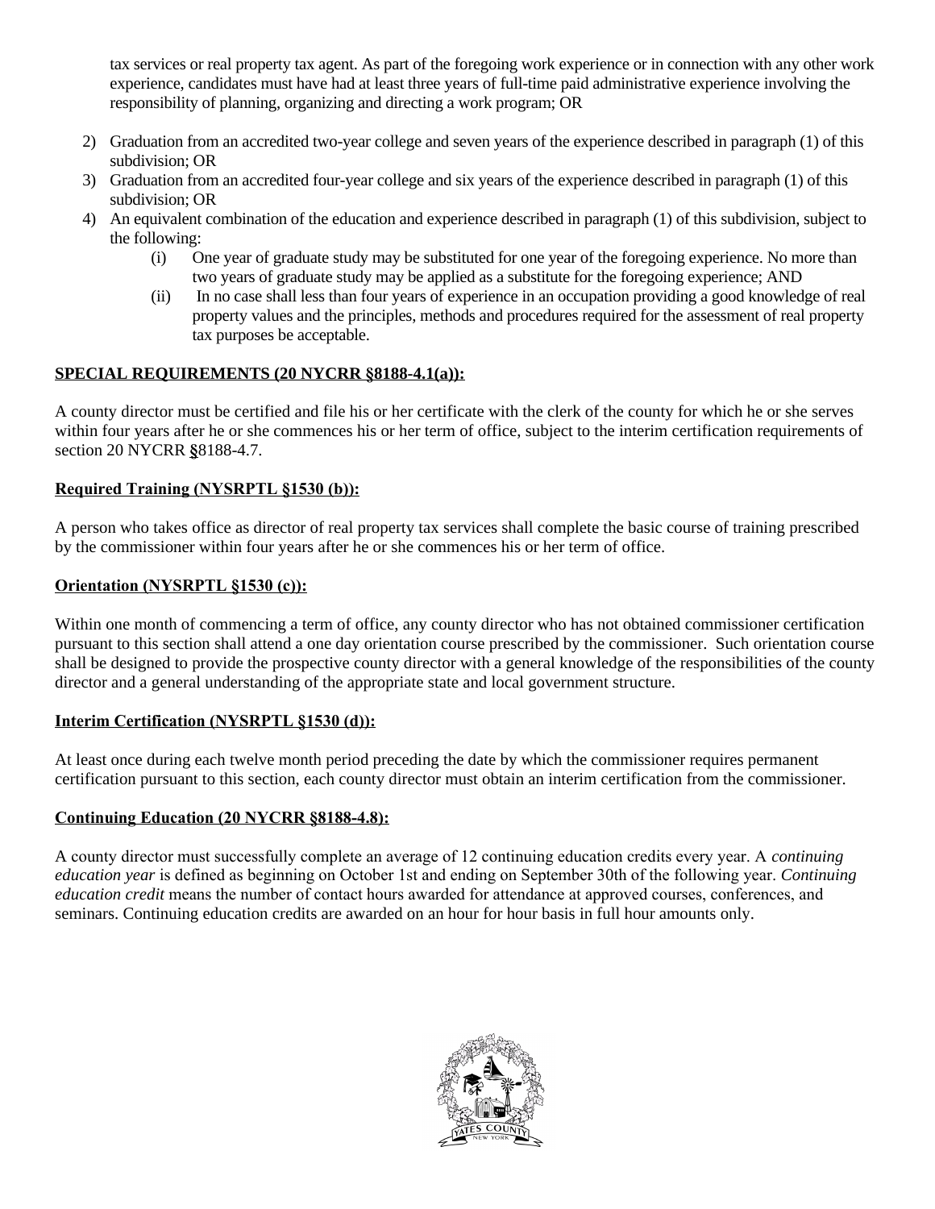tax services or real property tax agent. As part of the foregoing work experience or in connection with any other work experience, candidates must have had at least three years of full-time paid administrative experience involving the responsibility of planning, organizing and directing a work program; OR

2) Graduation from an accredited two-year college and seven years of the experience described in paragraph (1) of this subdivision; OR
3) Graduation from an accredited four-year college and six years of the experience described in paragraph (1) of this subdivision; OR
4) An equivalent combination of the education and experience described in paragraph (1) of this subdivision, subject to the following:
   (i) One year of graduate study may be substituted for one year of the foregoing experience. No more than two years of graduate study may be applied as a substitute for the foregoing experience; AND
   (ii) In no case shall less than four years of experience in an occupation providing a good knowledge of real property values and the principles, methods and procedures required for the assessment of real property tax purposes be acceptable.

**SPECIAL REQUIREMENTS (20 NYCRR §8188-4.1(a)):**

A county director must be certified and file his or her certificate with the clerk of the county for which he or she serves within four years after he or she commences his or her term of office, subject to the interim certification requirements of section 20 NYCRR §8188-4.7.

**Required Training (NYSRPTL §1530 (b)):**

A person who takes office as director of real property tax services shall complete the basic course of training prescribed by the commissioner within four years after he or she commences his or her term of office.

**Orientation (NYSRPTL §1530 (c)):**

Within one month of commencing a term of office, any county director who has not obtained commissioner certification pursuant to this section shall attend a one day orientation course prescribed by the commissioner. Such orientation course shall be designed to provide the prospective county director with a general knowledge of the responsibilities of the county director and a general understanding of the appropriate state and local government structure.

**Interim Certification (NYSRPTL §1530 (d)):**

At least once during each twelve month period preceding the date by which the commissioner requires permanent certification pursuant to this section, each county director must obtain an interim certification from the commissioner.

**Continuing Education (20 NYCRR §8188-4.8):**

A county director must successfully complete an average of 12 continuing education credits every year. A *continuing education year* is defined as beginning on October 1st and ending on September 30th of the following year. *Continuing education credit* means the number of contact hours awarded for attendance at approved courses, conferences, and seminars. Continuing education credits are awarded on an hour for hour basis in full hour amounts only.